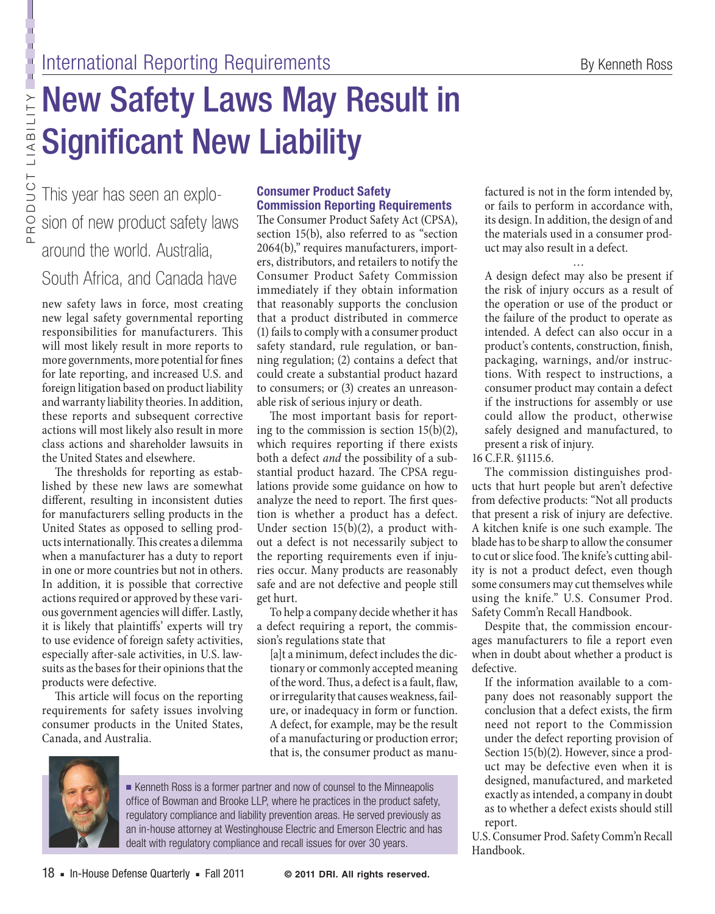International Reporting Requirements

By Kenneth Ross

# New Safety Laws May Result in Significant New Liability

This year has seen an explosion of new product safety laws around the world. Australia, South Africa, and Canada have new safety laws in force, most creating new legal safety governmental reporting responsibilities for manufacturers. This will most likely result in more reports to more governments, more potential for fines for late reporting, and increased U.S. and foreign litigation based on product liability and warranty liability theories. In addition, these reports and subsequent corrective actions will most likely also result in more class actions and shareholder lawsuits in the United States and elsewhere.

The thresholds for reporting as established by these new laws are somewhat different, resulting in inconsistent duties for manufacturers selling products in the United States as opposed to selling products internationally. This creates a dilemma when a manufacturer has a duty to report in one or more countries but not in others. In addition, it is possible that corrective actions required or approved by these various government agencies will differ. Lastly, it is likely that plaintiffs' experts will try to use evidence of foreign safety activities, especially after-sale activities, in U.S. lawsuits as the bases for their opinions that the products were defective.

This article will focus on the reporting requirements for safety issues involving consumer products in the United States, Canada, and Australia.

■ Kenneth Ross is a former partner and now of counsel to the Minneapolis office of Bowman and Brooke LLP, where he practices in the product safety, regulatory compliance and liability prevention areas. He served previously as an in-house attorney at Westinghouse Electric and Emerson Electric and has dealt with regulatory compliance and recall issues for over 30 years.

## Consumer Product Safety Commission Reporting Requirements

The Consumer Product Safety Act (CPSA), section 15(b), also referred to as "section 2064(b)," requires manufacturers, importers, distributors, and retailers to notify the Consumer Product Safety Commission immediately if they obtain information that reasonably supports the conclusion that a product distributed in commerce (1) fails to comply with a consumer product safety standard, rule regulation, or banning regulation; (2) contains a defect that could create a substantial product hazard to consumers; or (3) creates an unreasonable risk of serious injury or death.

The most important basis for reporting to the commission is section 15(b)(2), which requires reporting if there exists both a defect *and* the possibility of a substantial product hazard. The CPSA regulations provide some guidance on how to analyze the need to report. The first question is whether a product has a defect. Under section 15(b)(2), a product without a defect is not necessarily subject to the reporting requirements even if injuries occur. Many products are reasonably safe and are not defective and people still get hurt.

To help a company decide whether it has a defect requiring a report, the commission's regulations state that

> [a]t a minimum, defect includes the dictionary or commonly accepted meaning of the word. Thus, a defect is a fault, flaw, or irregularity that causes weakness, failure, or inadequacy in form or function. A defect, for example, may be the result of a manufacturing or production error; that is, the consumer product as manufactured is not in the form intended by, or fails to perform in accordance with, its design. In addition, the design of and the materials used in a consumer product may also result in a defect.
>
> …
>
> A design defect may also be present if the risk of injury occurs as a result of the operation or use of the product or the failure of the product to operate as intended. A defect can also occur in a product's contents, construction, finish, packaging, warnings, and/or instructions. With respect to instructions, a consumer product may contain a defect if the instructions for assembly or use could allow the product, otherwise safely designed and manufactured, to present a risk of injury.

16 C.F.R. §1115.6.

The commission distinguishes products that hurt people but aren't defective from defective products: "Not all products that present a risk of injury are defective. A kitchen knife is one such example. The blade has to be sharp to allow the consumer to cut or slice food. The knife's cutting ability is not a product defect, even though some consumers may cut themselves while using the knife." U.S. Consumer Prod. Safety Comm'n Recall Handbook.

Despite that, the commission encourages manufacturers to file a report even when in doubt about whether a product is defective.

> If the information available to a company does not reasonably support the conclusion that a defect exists, the firm need not report to the Commission under the defect reporting provision of Section 15(b)(2). However, since a product may be defective even when it is designed, manufactured, and marketed exactly as intended, a company in doubt as to whether a defect exists should still report.

U.S. Consumer Prod. Safety Comm'n Recall Handbook.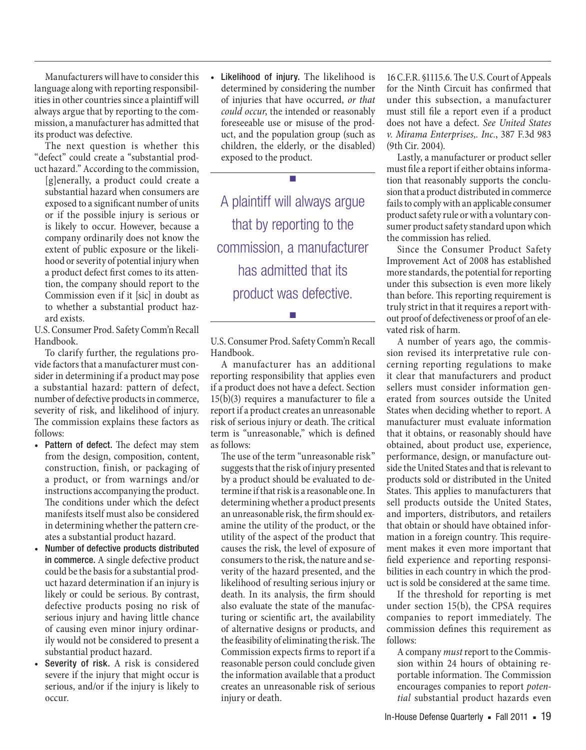Manufacturers will have to consider this language along with reporting responsibilities in other countries since a plaintiff will always argue that by reporting to the commission, a manufacturer has admitted that its product was defective.

The next question is whether this "defect" could create a "substantial product hazard." According to the commission,

> [g]enerally, a product could create a substantial hazard when consumers are exposed to a significant number of units or if the possible injury is serious or is likely to occur. However, because a company ordinarily does not know the extent of public exposure or the likelihood or severity of potential injury when a product defect first comes to its attention, the company should report to the Commission even if it [sic] in doubt as to whether a substantial product hazard exists.

U.S. Consumer Prod. Safety Comm'n Recall Handbook.

To clarify further, the regulations provide factors that a manufacturer must consider in determining if a product may pose a substantial hazard: pattern of defect, number of defective products in commerce, severity of risk, and likelihood of injury. The commission explains these factors as follows:

- **Pattern of defect.** The defect may stem from the design, composition, content, construction, finish, or packaging of a product, or from warnings and/or instructions accompanying the product. The conditions under which the defect manifests itself must also be considered in determining whether the pattern creates a substantial product hazard.
- **Number of defective products distributed in commerce.** A single defective product could be the basis for a substantial product hazard determination if an injury is likely or could be serious. By contrast, defective products posing no risk of serious injury and having little chance of causing even minor injury ordinarily would not be considered to present a substantial product hazard.
- **Severity of risk.** A risk is considered severe if the injury that might occur is serious, and/or if the injury is likely to occur.
- **Likelihood of injury.** The likelihood is determined by considering the number of injuries that have occurred, *or that could occur*, the intended or reasonably foreseeable use or misuse of the product, and the population group (such as children, the elderly, or the disabled) exposed to the product.

> A plaintiff will always argue that by reporting to the commission, a manufacturer has admitted that its product was defective.

U.S. Consumer Prod. Safety Comm'n Recall Handbook.

A manufacturer has an additional reporting responsibility that applies even if a product does not have a defect. Section 15(b)(3) requires a manufacturer to file a report if a product creates an unreasonable risk of serious injury or death. The critical term is "unreasonable," which is defined as follows:

> The use of the term "unreasonable risk" suggests that the risk of injury presented by a product should be evaluated to determine if that risk is a reasonable one. In determining whether a product presents an unreasonable risk, the firm should examine the utility of the product, or the utility of the aspect of the product that causes the risk, the level of exposure of consumers to the risk, the nature and severity of the hazard presented, and the likelihood of resulting serious injury or death. In its analysis, the firm should also evaluate the state of the manufacturing or scientific art, the availability of alternative designs or products, and the feasibility of eliminating the risk. The Commission expects firms to report if a reasonable person could conclude given the information available that a product creates an unreasonable risk of serious injury or death.

16 C.F.R. §1115.6. The U.S. Court of Appeals for the Ninth Circuit has confirmed that under this subsection, a manufacturer must still file a report even if a product does not have a defect. *See United States v. Mirama Enterprises,. Inc.*, 387 F.3d 983 (9th Cir. 2004).

Lastly, a manufacturer or product seller must file a report if either obtains information that reasonably supports the conclusion that a product distributed in commerce fails to comply with an applicable consumer product safety rule or with a voluntary consumer product safety standard upon which the commission has relied.

Since the Consumer Product Safety Improvement Act of 2008 has established more standards, the potential for reporting under this subsection is even more likely than before. This reporting requirement is truly strict in that it requires a report without proof of defectiveness or proof of an elevated risk of harm.

A number of years ago, the commission revised its interpretative rule concerning reporting regulations to make it clear that manufacturers and product sellers must consider information generated from sources outside the United States when deciding whether to report. A manufacturer must evaluate information that it obtains, or reasonably should have obtained, about product use, experience, performance, design, or manufacture outside the United States and that is relevant to products sold or distributed in the United States. This applies to manufacturers that sell products outside the United States, and importers, distributors, and retailers that obtain or should have obtained information in a foreign country. This requirement makes it even more important that field experience and reporting responsibilities in each country in which the product is sold be considered at the same time.

If the threshold for reporting is met under section 15(b), the CPSA requires companies to report immediately. The commission defines this requirement as follows:

> A company *must* report to the Commission within 24 hours of obtaining reportable information. The Commission encourages companies to report *potential* substantial product hazards even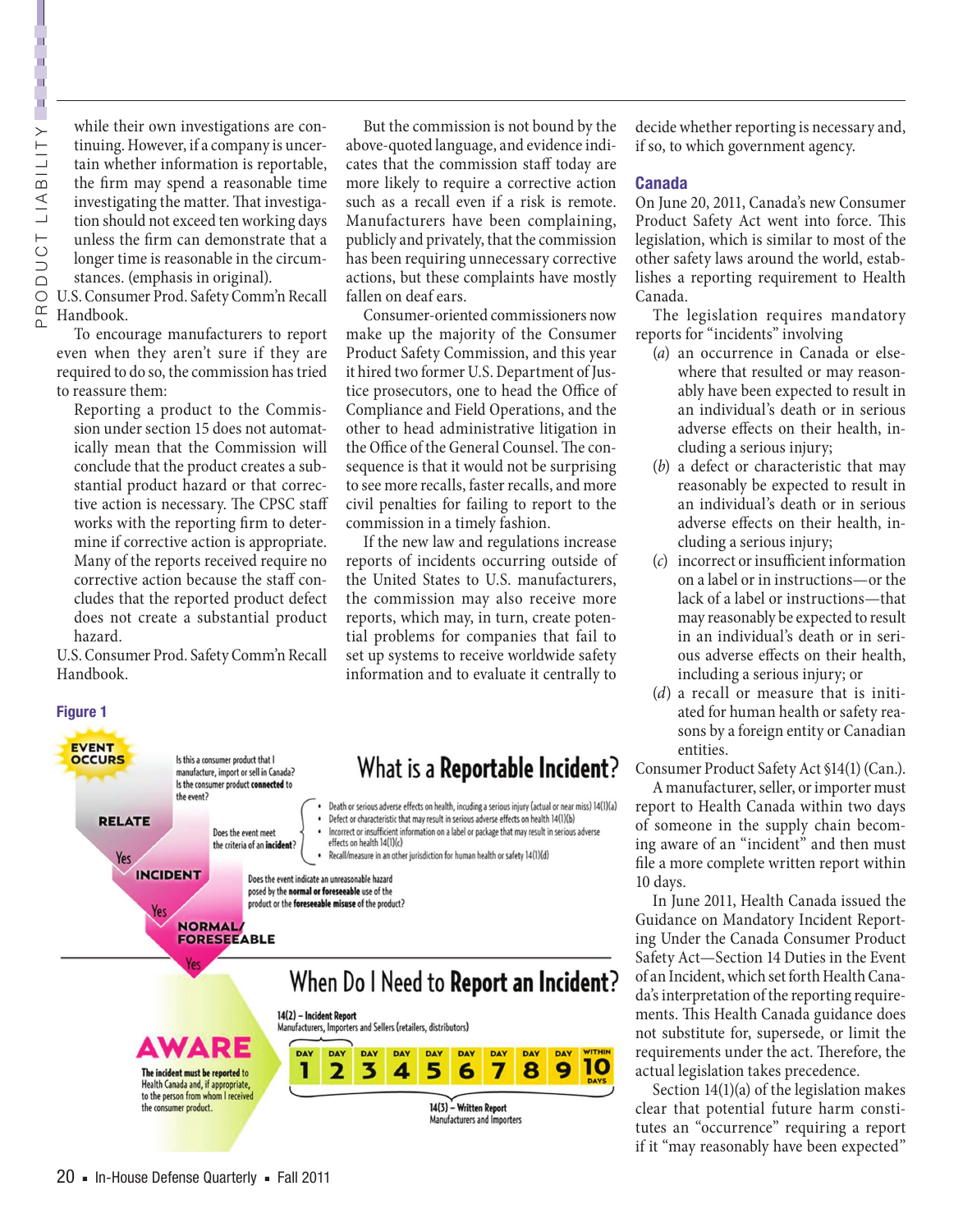while their own investigations are continuing. However, if a company is uncertain whether information is reportable, the firm may spend a reasonable time investigating the matter. That investigation should not exceed ten working days unless the firm can demonstrate that a longer time is reasonable in the circumstances. (emphasis in original).

U.S. Consumer Prod. Safety Comm'n Recall Handbook.

To encourage manufacturers to report even when they aren't sure if they are required to do so, the commission has tried to reassure them:

> Reporting a product to the Commission under section 15 does not automatically mean that the Commission will conclude that the product creates a substantial product hazard or that corrective action is necessary. The CPSC staff works with the reporting firm to determine if corrective action is appropriate. Many of the reports received require no corrective action because the staff concludes that the reported product defect does not create a substantial product hazard.

U.S. Consumer Prod. Safety Comm'n Recall Handbook.

But the commission is not bound by the above-quoted language, and evidence indicates that the commission staff today are more likely to require a corrective action such as a recall even if a risk is remote. Manufacturers have been complaining, publicly and privately, that the commission has been requiring unnecessary corrective actions, but these complaints have mostly fallen on deaf ears.

Consumer-oriented commissioners now make up the majority of the Consumer Product Safety Commission, and this year it hired two former U.S. Department of Justice prosecutors, one to head the Office of Compliance and Field Operations, and the other to head administrative litigation in the Office of the General Counsel. The consequence is that it would not be surprising to see more recalls, faster recalls, and more civil penalties for failing to report to the commission in a timely fashion.

If the new law and regulations increase reports of incidents occurring outside of the United States to U.S. manufacturers, the commission may also receive more reports, which may, in turn, create potential problems for companies that fail to set up systems to receive worldwide safety information and to evaluate it centrally to decide whether reporting is necessary and, if so, to which government agency.

### Canada

On June 20, 2011, Canada's new Consumer Product Safety Act went into force. This legislation, which is similar to most of the other safety laws around the world, establishes a reporting requirement to Health Canada.

The legislation requires mandatory reports for "incidents" involving

> (*a*) an occurrence in Canada or elsewhere that resulted or may reasonably have been expected to result in an individual's death or in serious adverse effects on their health, including a serious injury;
>
> (*b*) a defect or characteristic that may reasonably be expected to result in an individual's death or in serious adverse effects on their health, including a serious injury;
>
> (*c*) incorrect or insufficient information on a label or in instructions—or the lack of a label or instructions—that may reasonably be expected to result in an individual's death or in serious adverse effects on their health, including a serious injury; or
>
> (*d*) a recall or measure that is initiated for human health or safety reasons by a foreign entity or Canadian entities.

Consumer Product Safety Act §14(1) (Can.).

A manufacturer, seller, or importer must report to Health Canada within two days of someone in the supply chain becoming aware of an "incident" and then must file a more complete written report within 10 days.

In June 2011, Health Canada issued the Guidance on Mandatory Incident Reporting Under the Canada Consumer Product Safety Act—Section 14 Duties in the Event of an Incident, which set forth Health Canada's interpretation of the reporting requirements. This Health Canada guidance does not substitute for, supersede, or limit the requirements under the act. Therefore, the actual legislation takes precedence.

Section 14(1)(a) of the legislation makes clear that potential future harm constitutes an "occurrence" requiring a report if it "may reasonably have been expected"

**Figure 1**

## What is a **Reportable Incident**?

**EVENT OCCURS** — Is this a consumer product that I manufacture, import or sell in Canada? Is the consumer product **connected** to the event?

**RELATE** — Does the event meet the criteria of an **incident**?
- Death or serious adverse effects on health, including a serious injury (actual or near miss) 14(1)(a)
- Defect or characteristic that may result in serious adverse effects on health 14(1)(b)
- Incorrect or insufficient information on a label or package that may result in serious adverse effects on health 14(1)(c)
- Recall/measure in an other jurisdiction for human health or safety 14(1)(d)

Yes

**INCIDENT** — Does the event indicate an unreasonable hazard posed by the **normal or foreseeable** use of the product or the **foreseeable misuse** of the product?

Yes

**NORMAL/ FORESEEABLE**

Yes

## When Do I Need to **Report an Incident**?

**AWARE** — **The incident must be reported** to Health Canada and, if appropriate, to the person from whom I received the consumer product.

**14(2) – Incident Report** Manufacturers, Importers and Sellers (retailers, distributors)

DAY 1 | DAY 2 | DAY 3 | DAY 4 | DAY 5 | DAY 6 | DAY 7 | DAY 8 | DAY 9 | WITHIN 10 DAYS

**14(3) – Written Report** Manufacturers and Importers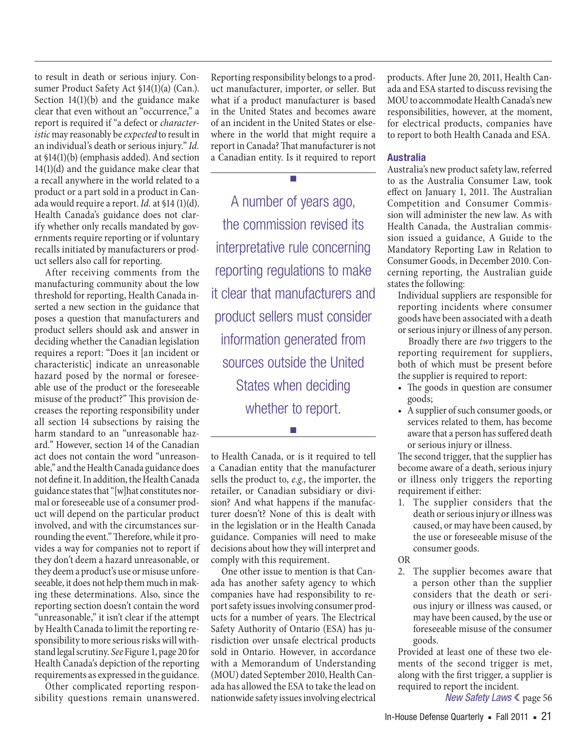to result in death or serious injury. Consumer Product Safety Act §14(1)(a) (Can.). Section 14(1)(b) and the guidance make clear that even without an "occurrence," a report is required if "a defect or *characteristic* may reasonably be *expected* to result in an individual's death or serious injury." *Id.* at §14(1)(b) (emphasis added). And section 14(1)(d) and the guidance make clear that a recall anywhere in the world related to a product or a part sold in a product in Canada would require a report. *Id.* at §14 (1)(d). Health Canada's guidance does not clarify whether only recalls mandated by governments require reporting or if voluntary recalls initiated by manufacturers or product sellers also call for reporting.

After receiving comments from the manufacturing community about the low threshold for reporting, Health Canada inserted a new section in the guidance that poses a question that manufacturers and product sellers should ask and answer in deciding whether the Canadian legislation requires a report: "Does it [an incident or characteristic] indicate an unreasonable hazard posed by the normal or foreseeable use of the product or the foreseeable misuse of the product?" This provision decreases the reporting responsibility under all section 14 subsections by raising the harm standard to an "unreasonable hazard." However, section 14 of the Canadian act does not contain the word "unreasonable," and the Health Canada guidance does not define it. In addition, the Health Canada guidance states that "[w]hat constitutes normal or foreseeable use of a consumer product will depend on the particular product involved, and with the circumstances surrounding the event." Therefore, while it provides a way for companies not to report if they don't deem a hazard unreasonable, or they deem a product's use or misuse unforeseeable, it does not help them much in making these determinations. Also, since the reporting section doesn't contain the word "unreasonable," it isn't clear if the attempt by Health Canada to limit the reporting responsibility to more serious risks will withstand legal scrutiny. *See* Figure 1, page 20 for Health Canada's depiction of the reporting requirements as expressed in the guidance.

Other complicated reporting responsibility questions remain unanswered. Reporting responsibility belongs to a product manufacturer, importer, or seller. But what if a product manufacturer is based in the United States and becomes aware of an incident in the United States or elsewhere in the world that might require a report in Canada? That manufacturer is not a Canadian entity. Is it required to report to Health Canada, or is it required to tell a Canadian entity that the manufacturer sells the product to, *e.g.*, the importer, the retailer, or Canadian subsidiary or division? And what happens if the manufacturer doesn't? None of this is dealt with in the legislation or in the Health Canada guidance. Companies will need to make decisions about how they will interpret and comply with this requirement.

> A number of years ago, the commission revised its interpretative rule concerning reporting regulations to make it clear that manufacturers and product sellers must consider information generated from sources outside the United States when deciding whether to report.

One other issue to mention is that Canada has another safety agency to which companies have had responsibility to report safety issues involving consumer products for a number of years. The Electrical Safety Authority of Ontario (ESA) has jurisdiction over unsafe electrical products sold in Ontario. However, in accordance with a Memorandum of Understanding (MOU) dated September 2010, Health Canada has allowed the ESA to take the lead on nationwide safety issues involving electrical products. After June 20, 2011, Health Canada and ESA started to discuss revising the MOU to accommodate Health Canada's new responsibilities, however, at the moment, for electrical products, companies have to report to both Health Canada and ESA.

## Australia

Australia's new product safety law, referred to as the Australia Consumer Law, took effect on January 1, 2011. The Australian Competition and Consumer Commission will administer the new law. As with Health Canada, the Australian commission issued a guidance, A Guide to the Mandatory Reporting Law in Relation to Consumer Goods, in December 2010. Concerning reporting, the Australian guide states the following:

> Individual suppliers are responsible for reporting incidents where consumer goods have been associated with a death or serious injury or illness of any person.
>
> Broadly there are *two* triggers to the reporting requirement for suppliers, both of which must be present before the supplier is required to report:
>
> - The goods in question are consumer goods;
> - A supplier of such consumer goods, or services related to them, has become aware that a person has suffered death or serious injury or illness.
>
> The second trigger, that the supplier has become aware of a death, serious injury or illness only triggers the reporting requirement if either:
>
> 1. The supplier considers that the death or serious injury or illness was caused, or may have been caused, by the use or foreseeable misuse of the consumer goods.
>
> OR
>
> 2. The supplier becomes aware that a person other than the supplier considers that the death or serious injury or illness was caused, or may have been caused, by the use or foreseeable misuse of the consumer goods.
>
> Provided at least one of these two elements of the second trigger is met, along with the first trigger, a supplier is required to report the incident.

*New Safety Laws* < page 56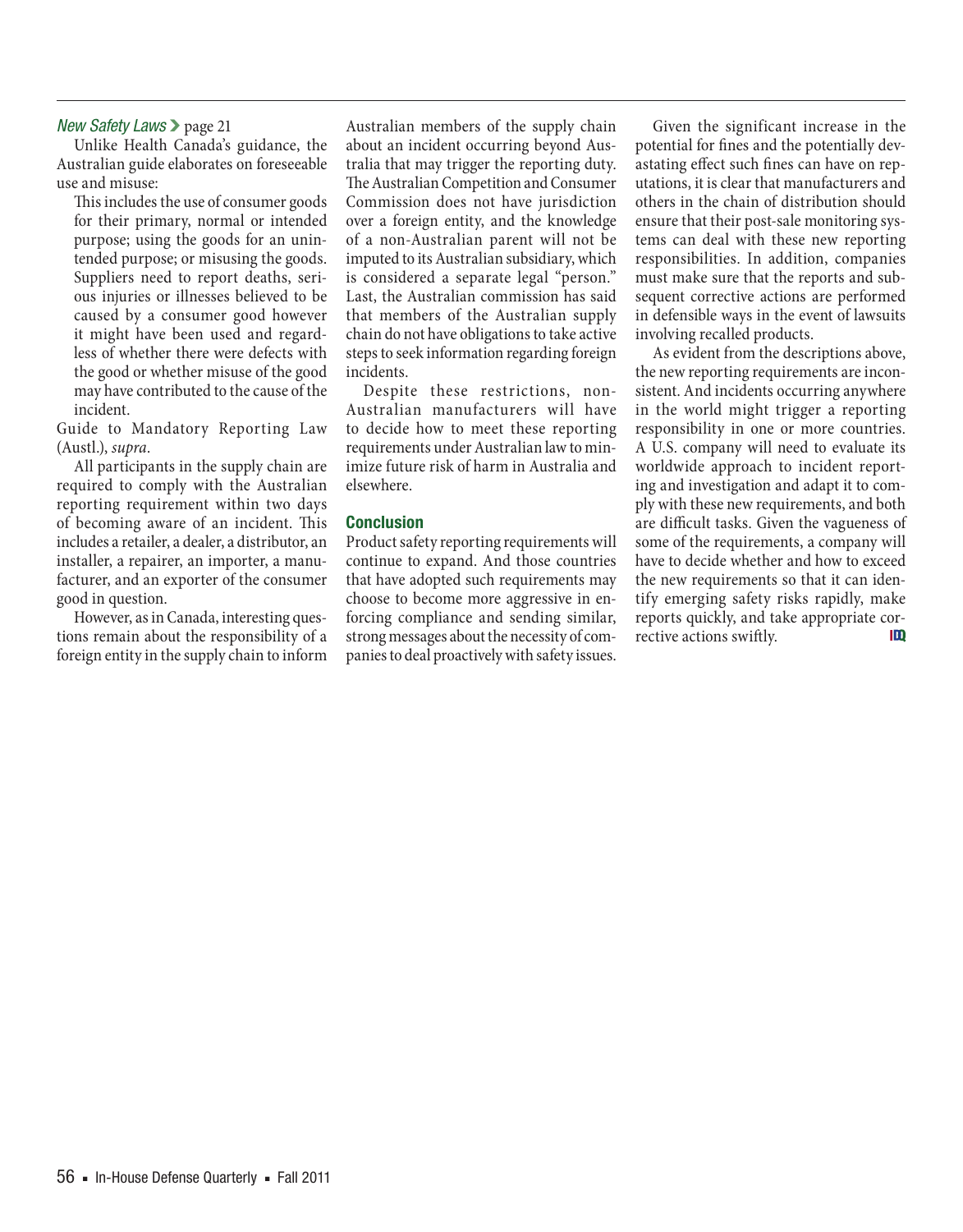*New Safety Laws* ➤ page 21

Unlike Health Canada's guidance, the Australian guide elaborates on foreseeable use and misuse:

> This includes the use of consumer goods for their primary, normal or intended purpose; using the goods for an unintended purpose; or misusing the goods. Suppliers need to report deaths, serious injuries or illnesses believed to be caused by a consumer good however it might have been used and regardless of whether there were defects with the good or whether misuse of the good may have contributed to the cause of the incident.

Guide to Mandatory Reporting Law (Austl.), *supra*.

All participants in the supply chain are required to comply with the Australian reporting requirement within two days of becoming aware of an incident. This includes a retailer, a dealer, a distributor, an installer, a repairer, an importer, a manufacturer, and an exporter of the consumer good in question.

However, as in Canada, interesting questions remain about the responsibility of a foreign entity in the supply chain to inform Australian members of the supply chain about an incident occurring beyond Australia that may trigger the reporting duty. The Australian Competition and Consumer Commission does not have jurisdiction over a foreign entity, and the knowledge of a non-Australian parent will not be imputed to its Australian subsidiary, which is considered a separate legal "person." Last, the Australian commission has said that members of the Australian supply chain do not have obligations to take active steps to seek information regarding foreign incidents.

Despite these restrictions, non-Australian manufacturers will have to decide how to meet these reporting requirements under Australian law to minimize future risk of harm in Australia and elsewhere.

## Conclusion

Product safety reporting requirements will continue to expand. And those countries that have adopted such requirements may choose to become more aggressive in enforcing compliance and sending similar, strong messages about the necessity of companies to deal proactively with safety issues.

Given the significant increase in the potential for fines and the potentially devastating effect such fines can have on reputations, it is clear that manufacturers and others in the chain of distribution should ensure that their post-sale monitoring systems can deal with these new reporting responsibilities. In addition, companies must make sure that the reports and subsequent corrective actions are performed in defensible ways in the event of lawsuits involving recalled products.

As evident from the descriptions above, the new reporting requirements are inconsistent. And incidents occurring anywhere in the world might trigger a reporting responsibility in one or more countries. A U.S. company will need to evaluate its worldwide approach to incident reporting and investigation and adapt it to comply with these new requirements, and both are difficult tasks. Given the vagueness of some of the requirements, a company will have to decide whether and how to exceed the new requirements so that it can identify emerging safety risks rapidly, make reports quickly, and take appropriate corrective actions swiftly.